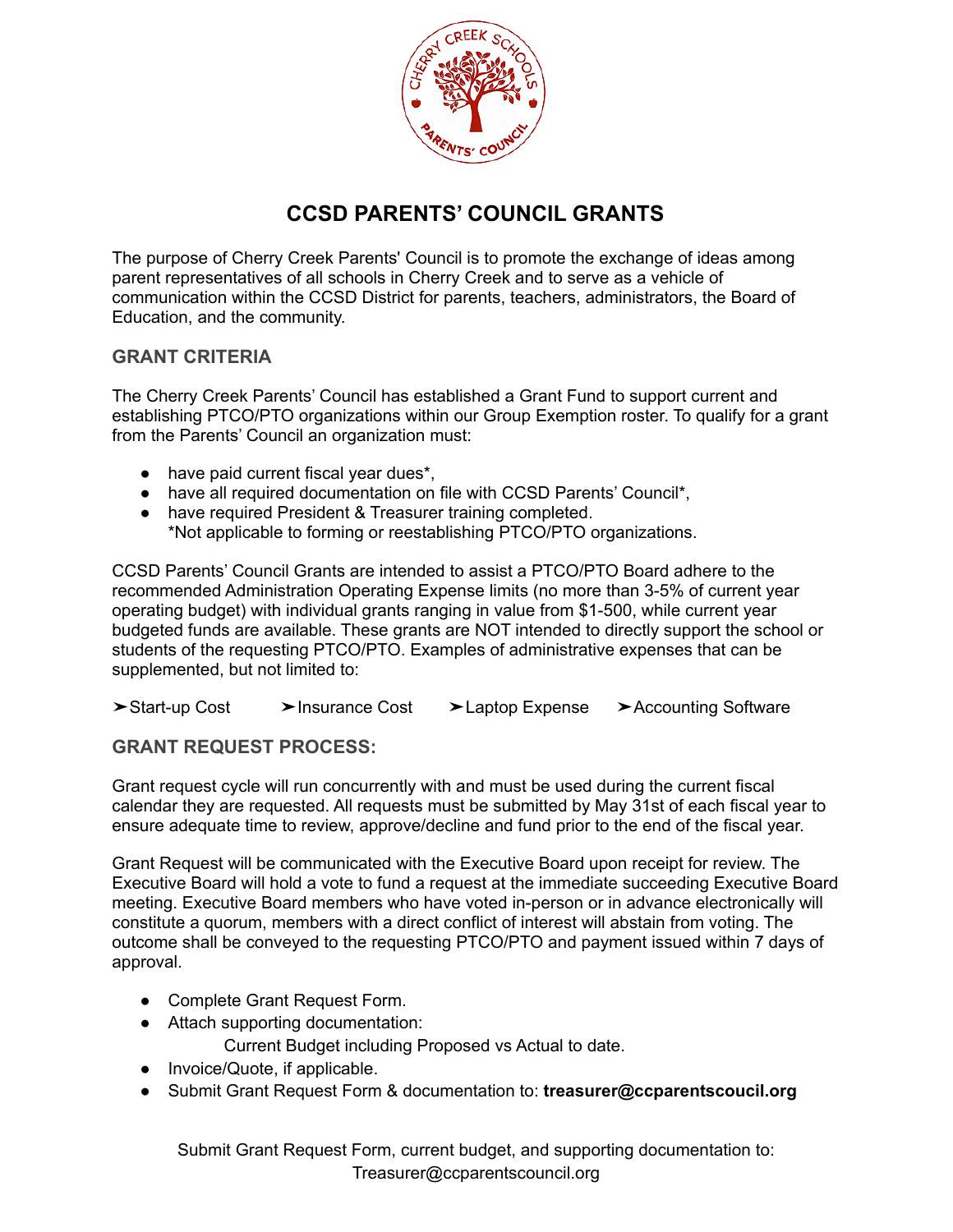# CCSD PARENTS' COUNCIL GRANTS

The purpose of Cherry Creek Parents' Council is to promote the exchange of ideas among parent representatives of all schools in Cherry Creek and to serve as a vehicle of communication within the CCSD District for parents, teachers, administrators, the Board of Education, and the community.

## GRANT CRITERIA

The Cherry Creek Parents' Council has established a Grant Fund to support current and establishing PTCO/PTO organizations within our Group Exemption roster. To qualify for a grant from the Parents' Council an organization must:

- have paid current fiscal year dues*,
- have all required documentation on file with CCSD Parents' Council*,
- have required President & Treasurer training completed.
  *Not applicable to forming or reestablishing PTCO/PTO organizations.

CCSD Parents' Council Grants are intended to assist a PTCO/PTO Board adhere to the recommended Administration Operating Expense limits (no more than 3-5% of current year operating budget) with individual grants ranging in value from $1-500, while current year budgeted funds are available. These grants are NOT intended to directly support the school or students of the requesting PTCO/PTO. Examples of administrative expenses that can be supplemented, but not limited to:

➢Start-up Cost ➢Insurance Cost ➢Laptop Expense ➢Accounting Software

## GRANT REQUEST PROCESS:

Grant request cycle will run concurrently with and must be used during the current fiscal calendar they are requested. All requests must be submitted by May 31st of each fiscal year to ensure adequate time to review, approve/decline and fund prior to the end of the fiscal year.

Grant Request will be communicated with the Executive Board upon receipt for review. The Executive Board will hold a vote to fund a request at the immediate succeeding Executive Board meeting. Executive Board members who have voted in-person or in advance electronically will constitute a quorum, members with a direct conflict of interest will abstain from voting. The outcome shall be conveyed to the requesting PTCO/PTO and payment issued within 7 days of approval.

- Complete Grant Request Form.
- Attach supporting documentation:
  Current Budget including Proposed vs Actual to date.
- Invoice/Quote, if applicable.
- Submit Grant Request Form & documentation to: **treasurer@ccparentscoucil.org**

Submit Grant Request Form, current budget, and supporting documentation to: Treasurer@ccparentscouncil.org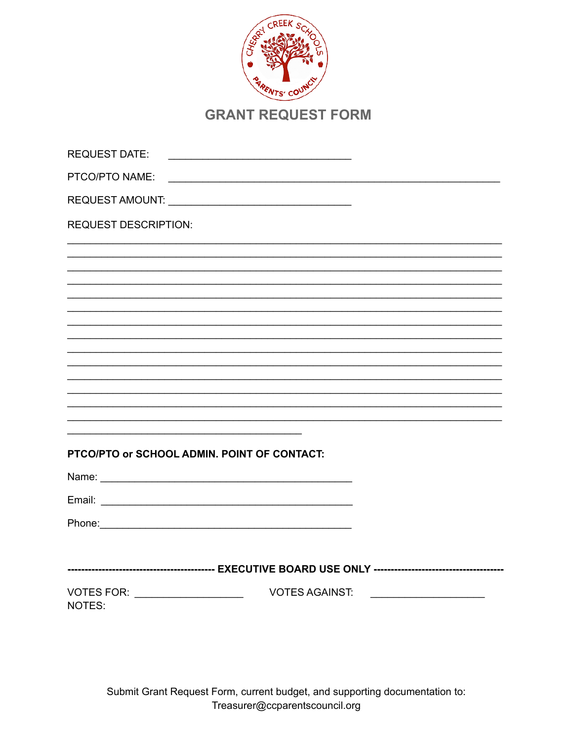# GRANT REQUEST FORM

REQUEST DATE: ________________________________

PTCO/PTO NAME: __________________________________________________________

REQUEST AMOUNT: ________________________________

REQUEST DESCRIPTION:

____________________________________________________________________________
____________________________________________________________________________
____________________________________________________________________________
____________________________________________________________________________
____________________________________________________________________________
____________________________________________________________________________
____________________________________________________________________________
____________________________________________________________________________
____________________________________________________________________________
____________________________________________________________________________
____________________________________________________________________________
____________________________________________________________________________
____________________________________________________________________________
____________________________________________________________________________
__________________________________________

**PTCO/PTO or SCHOOL ADMIN. POINT OF CONTACT:**

Name: ____________________________________________

Email: ____________________________________________

Phone: ____________________________________________

**------------------------------------------ EXECUTIVE BOARD USE ONLY ------------------------------------**

VOTES FOR: ___________________ VOTES AGAINST: ___________________

NOTES:

Submit Grant Request Form, current budget, and supporting documentation to:
Treasurer@ccparentscouncil.org